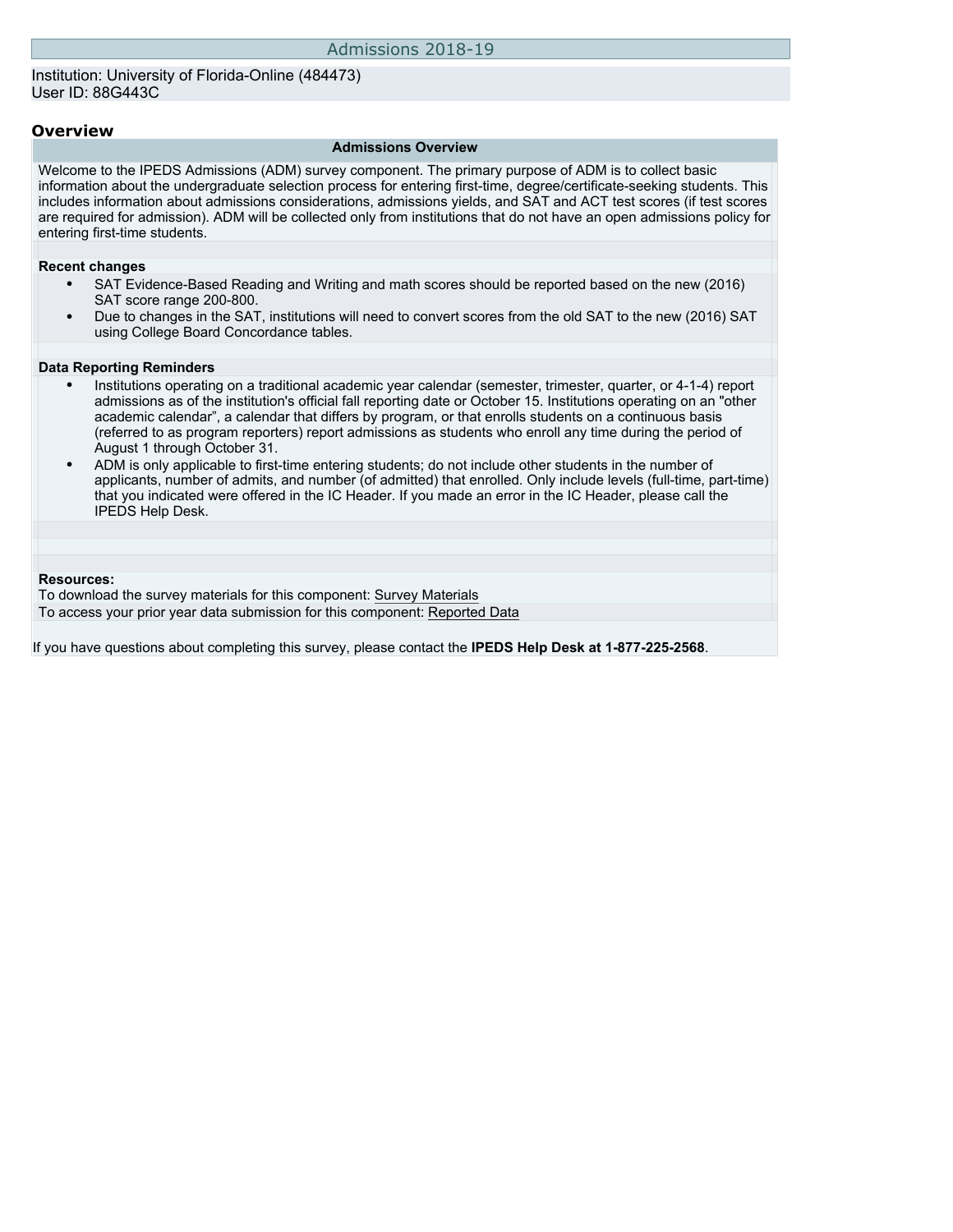# Admissions 2018-19

Institution: University of Florida-Online (484473)
User ID: 88G443C

## Overview

### Admissions Overview

Welcome to the IPEDS Admissions (ADM) survey component. The primary purpose of ADM is to collect basic information about the undergraduate selection process for entering first-time, degree/certificate-seeking students. This includes information about admissions considerations, admissions yields, and SAT and ACT test scores (if test scores are required for admission). ADM will be collected only from institutions that do not have an open admissions policy for entering first-time students.

**Recent changes**

- SAT Evidence-Based Reading and Writing and math scores should be reported based on the new (2016) SAT score range 200-800.
- Due to changes in the SAT, institutions will need to convert scores from the old SAT to the new (2016) SAT using College Board Concordance tables.

**Data Reporting Reminders**

- Institutions operating on a traditional academic year calendar (semester, trimester, quarter, or 4-1-4) report admissions as of the institution's official fall reporting date or October 15. Institutions operating on an "other academic calendar", a calendar that differs by program, or that enrolls students on a continuous basis (referred to as program reporters) report admissions as students who enroll any time during the period of August 1 through October 31.
- ADM is only applicable to first-time entering students; do not include other students in the number of applicants, number of admits, and number (of admitted) that enrolled. Only include levels (full-time, part-time) that you indicated were offered in the IC Header. If you made an error in the IC Header, please call the IPEDS Help Desk.

**Resources:**

To download the survey materials for this component: Survey Materials

To access your prior year data submission for this component: Reported Data

If you have questions about completing this survey, please contact the **IPEDS Help Desk at 1-877-225-2568**.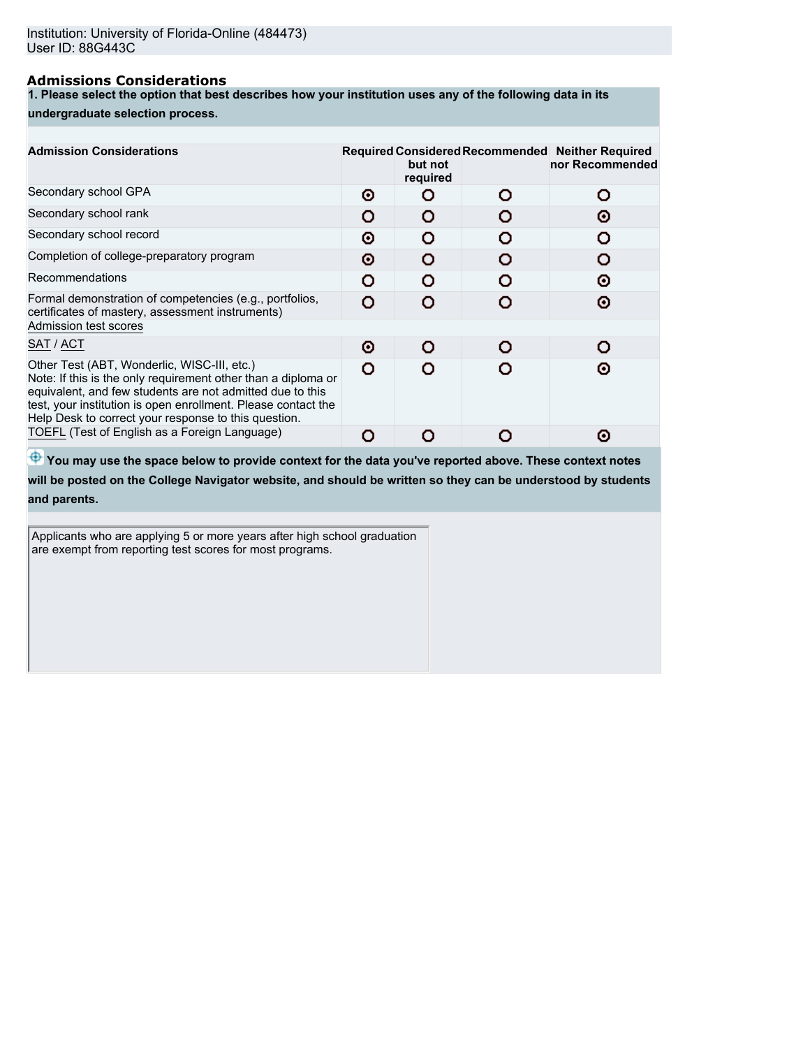Institution: University of Florida-Online (484473)
User ID: 88G443C

## Admissions Considerations

**1. Please select the option that best describes how your institution uses any of the following data in its undergraduate selection process.**

| Admission Considerations | Required | Considered but not required | Recommended | Neither Required nor Recommended |
|---|---|---|---|---|
| Secondary school GPA | ⦿ | ○ | ○ | ○ |
| Secondary school rank | ○ | ○ | ○ | ⦿ |
| Secondary school record | ⦿ | ○ | ○ | ○ |
| Completion of college-preparatory program | ⦿ | ○ | ○ | ○ |
| Recommendations | ○ | ○ | ○ | ⦿ |
| Formal demonstration of competencies (e.g., portfolios, certificates of mastery, assessment instruments) | ○ | ○ | ○ | ⦿ |
| Admission test scores | | | | |
| SAT / ACT | ⦿ | ○ | ○ | ○ |
| Other Test (ABT, Wonderlic, WISC-III, etc.) Note: If this is the only requirement other than a diploma or equivalent, and few students are not admitted due to this test, your institution is open enrollment. Please contact the Help Desk to correct your response to this question. | ○ | ○ | ○ | ⦿ |
| TOEFL (Test of English as a Foreign Language) | ○ | ○ | ○ | ⦿ |

**You may use the space below to provide context for the data you've reported above. These context notes will be posted on the College Navigator website, and should be written so they can be understood by students and parents.**

Applicants who are applying 5 or more years after high school graduation are exempt from reporting test scores for most programs.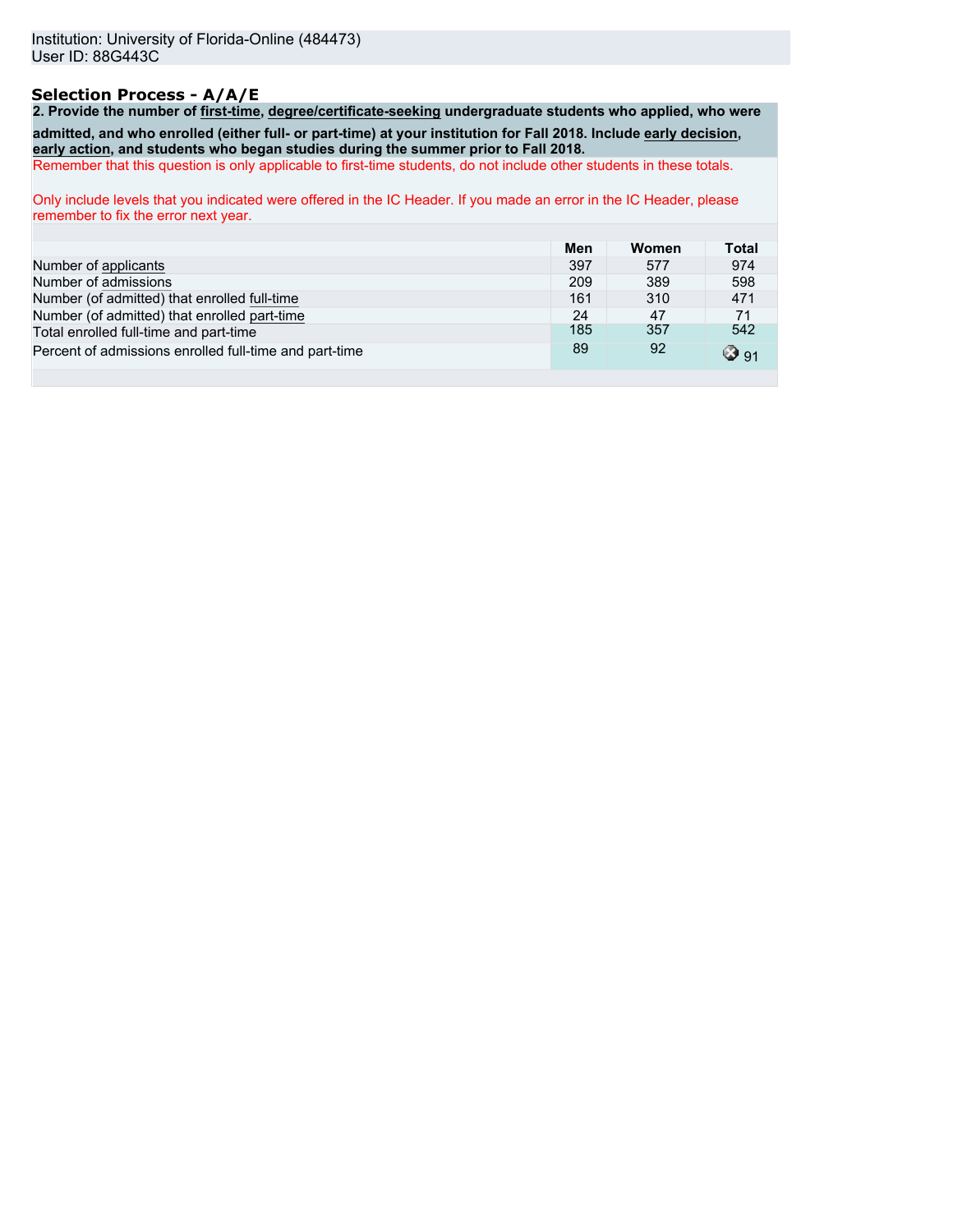Institution: University of Florida-Online (484473)
User ID: 88G443C

## Selection Process - A/A/E

**2. Provide the number of first-time, degree/certificate-seeking undergraduate students who applied, who were admitted, and who enrolled (either full- or part-time) at your institution for Fall 2018. Include early decision, early action, and students who began studies during the summer prior to Fall 2018.**

Remember that this question is only applicable to first-time students, do not include other students in these totals.

Only include levels that you indicated were offered in the IC Header. If you made an error in the IC Header, please remember to fix the error next year.

| | Men | Women | Total |
|---|---|---|---|
| Number of applicants | 397 | 577 | 974 |
| Number of admissions | 209 | 389 | 598 |
| Number (of admitted) that enrolled full-time | 161 | 310 | 471 |
| Number (of admitted) that enrolled part-time | 24 | 47 | 71 |
| Total enrolled full-time and part-time | 185 | 357 | 542 |
| Percent of admissions enrolled full-time and part-time | 89 | 92 | 91 |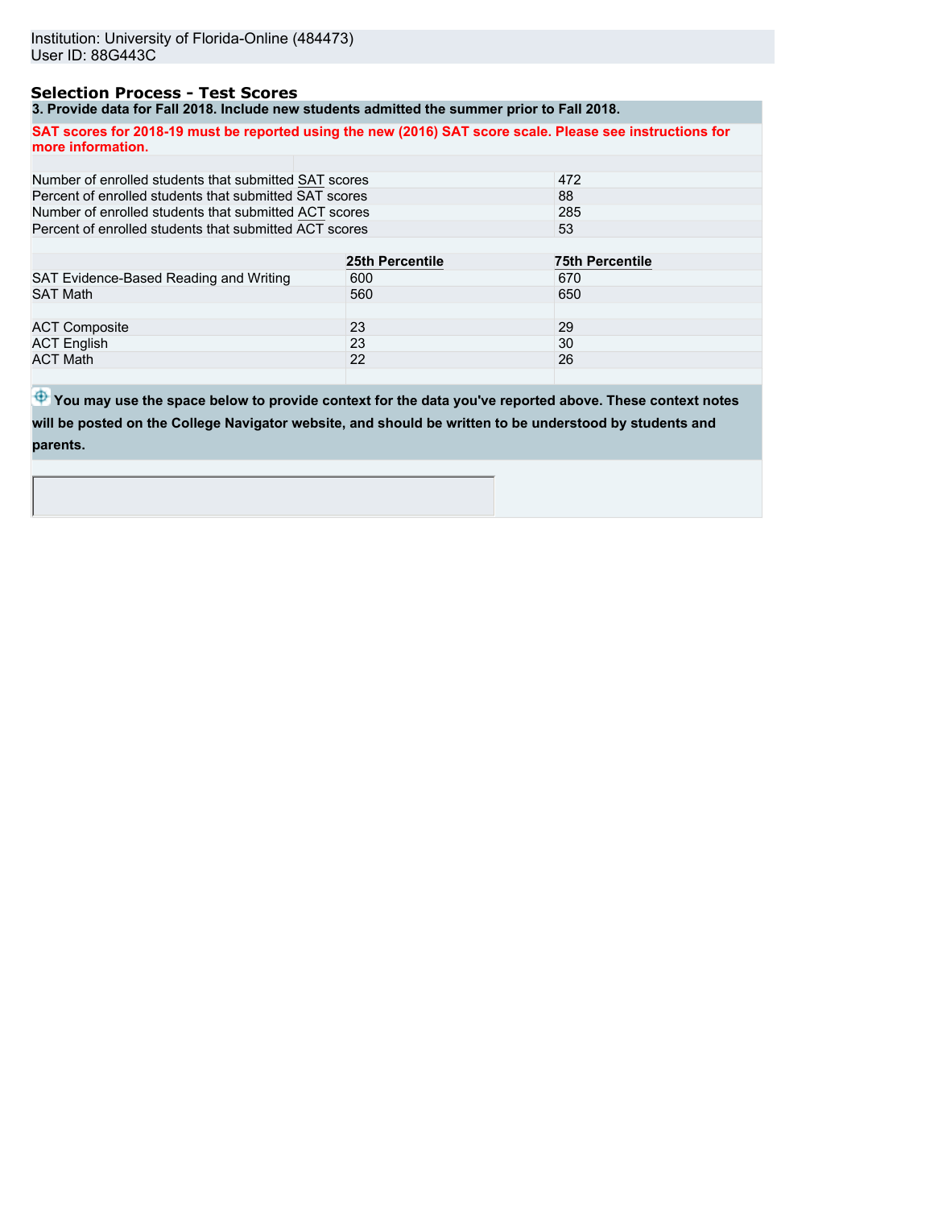Institution: University of Florida-Online (484473)
User ID: 88G443C

## Selection Process - Test Scores

**3. Provide data for Fall 2018. Include new students admitted the summer prior to Fall 2018.**

**SAT scores for 2018-19 must be reported using the new (2016) SAT score scale. Please see instructions for more information.**

| | |
|---|---|
| Number of enrolled students that submitted SAT scores | 472 |
| Percent of enrolled students that submitted SAT scores | 88 |
| Number of enrolled students that submitted ACT scores | 285 |
| Percent of enrolled students that submitted ACT scores | 53 |

| | 25th Percentile | 75th Percentile |
|---|---|---|
| SAT Evidence-Based Reading and Writing | 600 | 670 |
| SAT Math | 560 | 650 |
| | | |
| ACT Composite | 23 | 29 |
| ACT English | 23 | 30 |
| ACT Math | 22 | 26 |

**You may use the space below to provide context for the data you've reported above. These context notes will be posted on the College Navigator website, and should be written to be understood by students and parents.**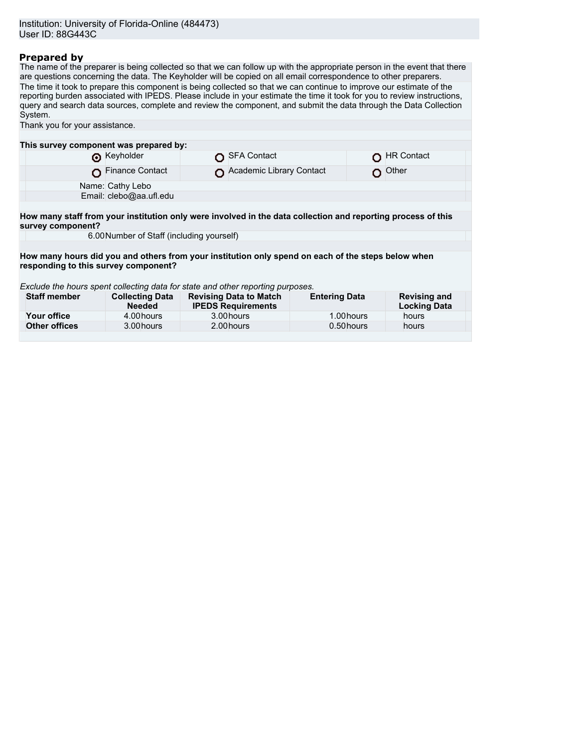Institution: University of Florida-Online (484473)
User ID: 88G443C

## Prepared by

The name of the preparer is being collected so that we can follow up with the appropriate person in the event that there are questions concerning the data. The Keyholder will be copied on all email correspondence to other preparers.

The time it took to prepare this component is being collected so that we can continue to improve our estimate of the reporting burden associated with IPEDS. Please include in your estimate the time it took for you to review instructions, query and search data sources, complete and review the component, and submit the data through the Data Collection System.

Thank you for your assistance.

**This survey component was prepared by:**

| | | |
|---|---|---|
| ◉ Keyholder | ○ SFA Contact | ○ HR Contact |
| ○ Finance Contact | ○ Academic Library Contact | ○ Other |

Name: Cathy Lebo
Email: clebo@aa.ufl.edu

**How many staff from your institution only were involved in the data collection and reporting process of this survey component?**

6.00 Number of Staff (including yourself)

**How many hours did you and others from your institution only spend on each of the steps below when responding to this survey component?**

*Exclude the hours spent collecting data for state and other reporting purposes.*

| Staff member | Collecting Data Needed | Revising Data to Match IPEDS Requirements | Entering Data | Revising and Locking Data |
|---|---|---|---|---|
| **Your office** | 4.00 hours | 3.00 hours | 1.00 hours | hours |
| **Other offices** | 3.00 hours | 2.00 hours | 0.50 hours | hours |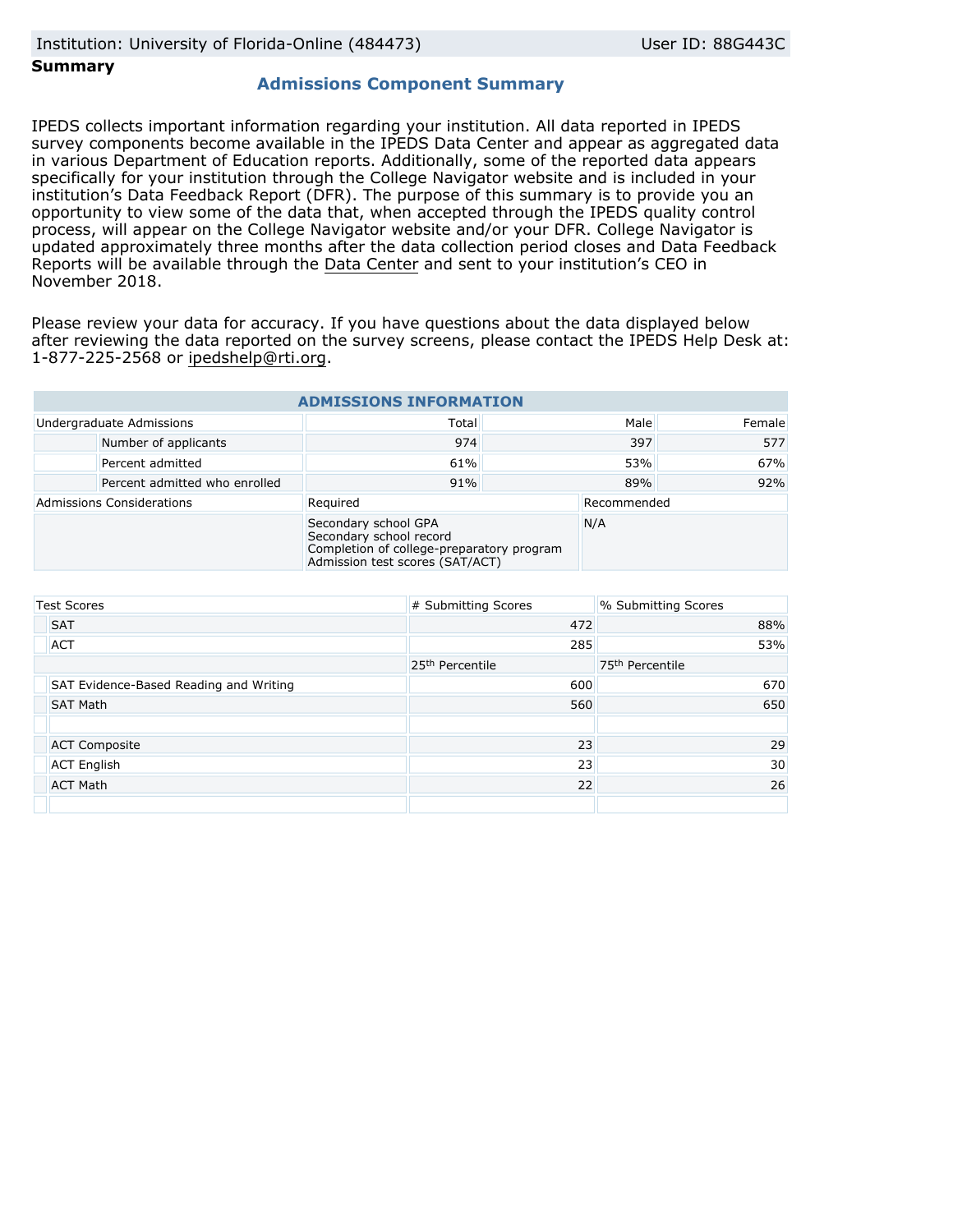Institution: University of Florida-Online (484473) User ID: 88G443C

**Summary**

## Admissions Component Summary

IPEDS collects important information regarding your institution. All data reported in IPEDS survey components become available in the IPEDS Data Center and appear as aggregated data in various Department of Education reports. Additionally, some of the reported data appears specifically for your institution through the College Navigator website and is included in your institution's Data Feedback Report (DFR). The purpose of this summary is to provide you an opportunity to view some of the data that, when accepted through the IPEDS quality control process, will appear on the College Navigator website and/or your DFR. College Navigator is updated approximately three months after the data collection period closes and Data Feedback Reports will be available through the Data Center and sent to your institution's CEO in November 2018.

Please review your data for accuracy. If you have questions about the data displayed below after reviewing the data reported on the survey screens, please contact the IPEDS Help Desk at: 1-877-225-2568 or ipedshelp@rti.org.

### ADMISSIONS INFORMATION

| Undergraduate Admissions | Total | Male | Female |
|---|---|---|---|
| Number of applicants | 974 | 397 | 577 |
| Percent admitted | 61% | 53% | 67% |
| Percent admitted who enrolled | 91% | 89% | 92% |

| Admissions Considerations | Required | Recommended |
|---|---|---|
| | Secondary school GPA<br>Secondary school record<br>Completion of college-preparatory program<br>Admission test scores (SAT/ACT) | N/A |

| Test Scores | # Submitting Scores | % Submitting Scores |
|---|---|---|
| SAT | 472 | 88% |
| ACT | 285 | 53% |
| | 25th Percentile | 75th Percentile |
| SAT Evidence-Based Reading and Writing | 600 | 670 |
| SAT Math | 560 | 650 |
| | | |
| ACT Composite | 23 | 29 |
| ACT English | 23 | 30 |
| ACT Math | 22 | 26 |
| | | |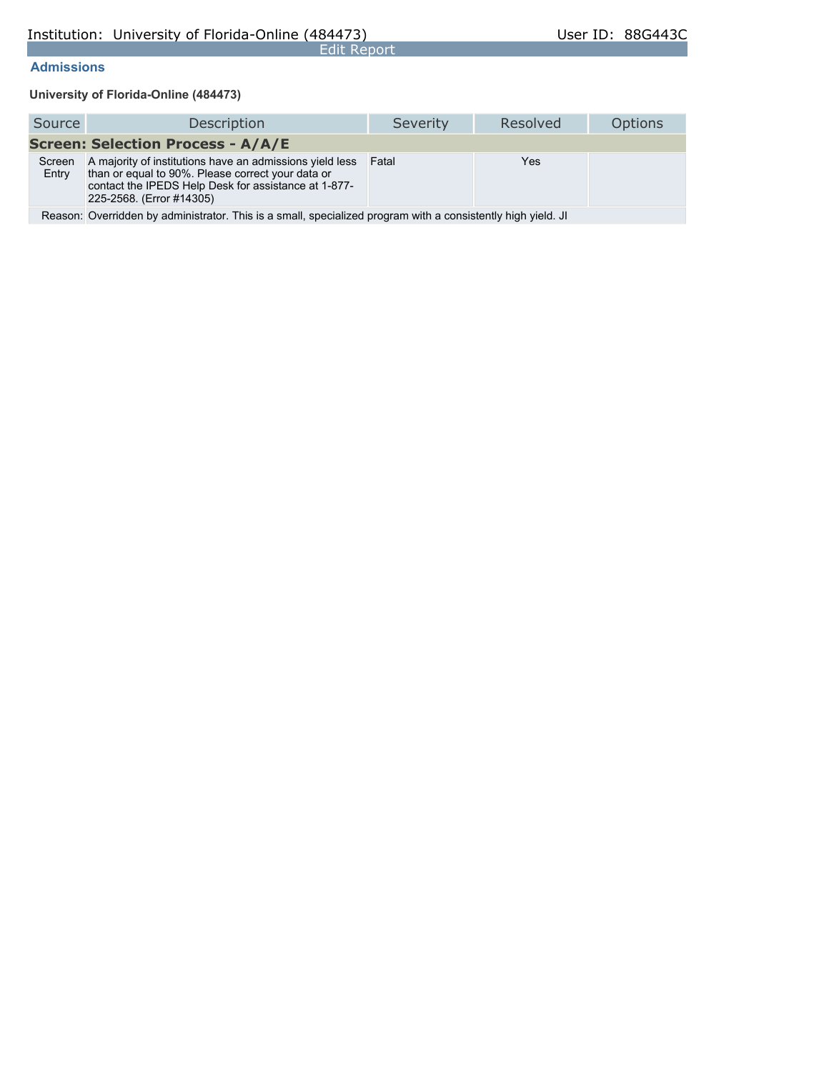Institution: University of Florida-Online (484473) User ID: 88G443C

Edit Report

## Admissions

**University of Florida-Online (484473)**

| Source | Description | Severity | Resolved | Options |
|---|---|---|---|---|
| **Screen: Selection Process - A/A/E** | | | | |
| Screen Entry | A majority of institutions have an admissions yield less than or equal to 90%. Please correct your data or contact the IPEDS Help Desk for assistance at 1-877-225-2568. (Error #14305) | Fatal | Yes | |
| Reason: | Overridden by administrator. This is a small, specialized program with a consistently high yield. JI | | | |